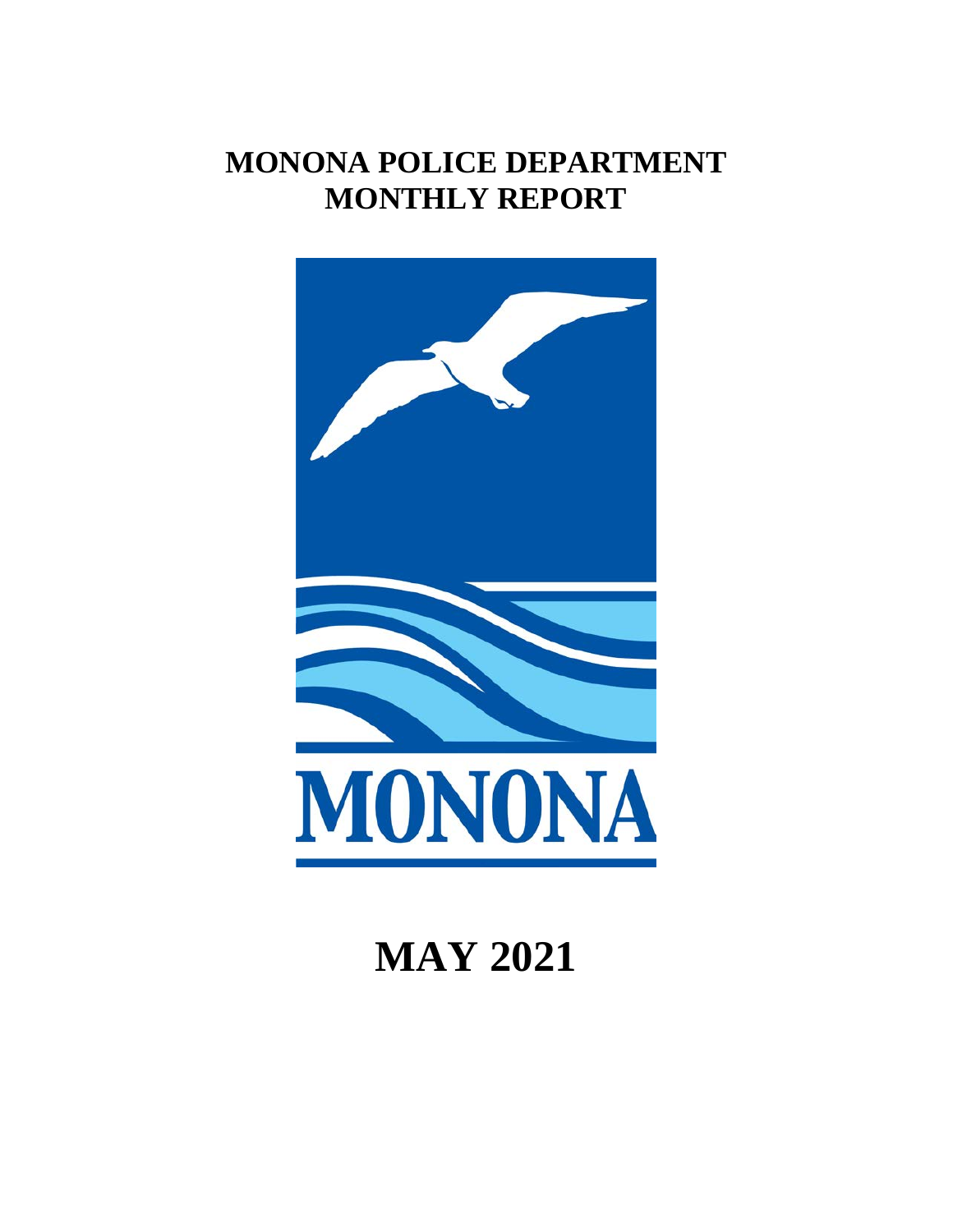# MONONA POLICE DEPARTMENT
# MONTHLY REPORT

MONONA

# MAY 2021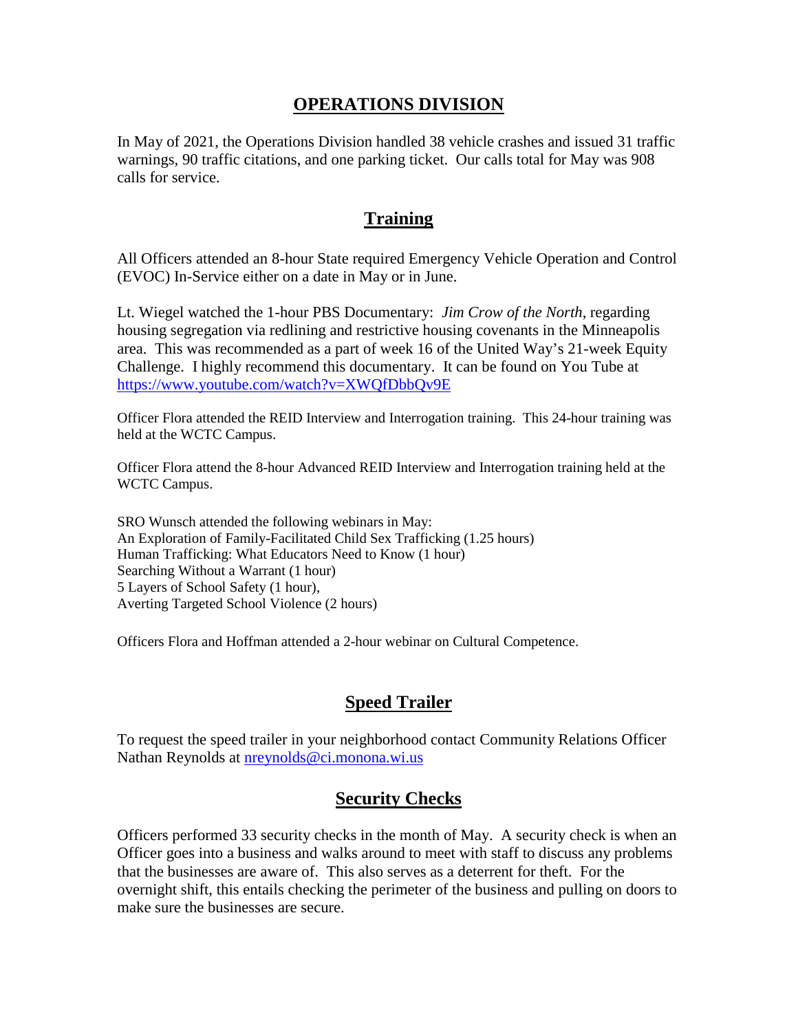## OPERATIONS DIVISION

In May of 2021, the Operations Division handled 38 vehicle crashes and issued 31 traffic warnings, 90 traffic citations, and one parking ticket. Our calls total for May was 908 calls for service.

### Training

All Officers attended an 8-hour State required Emergency Vehicle Operation and Control (EVOC) In-Service either on a date in May or in June.

Lt. Wiegel watched the 1-hour PBS Documentary: *Jim Crow of the North*, regarding housing segregation via redlining and restrictive housing covenants in the Minneapolis area. This was recommended as a part of week 16 of the United Way's 21-week Equity Challenge. I highly recommend this documentary. It can be found on You Tube at https://www.youtube.com/watch?v=XWQfDbbQv9E

Officer Flora attended the REID Interview and Interrogation training. This 24-hour training was held at the WCTC Campus.

Officer Flora attend the 8-hour Advanced REID Interview and Interrogation training held at the WCTC Campus.

SRO Wunsch attended the following webinars in May:
An Exploration of Family-Facilitated Child Sex Trafficking (1.25 hours)
Human Trafficking: What Educators Need to Know (1 hour)
Searching Without a Warrant (1 hour)
5 Layers of School Safety (1 hour),
Averting Targeted School Violence (2 hours)

Officers Flora and Hoffman attended a 2-hour webinar on Cultural Competence.

### Speed Trailer

To request the speed trailer in your neighborhood contact Community Relations Officer Nathan Reynolds at nreynolds@ci.monona.wi.us

### Security Checks

Officers performed 33 security checks in the month of May. A security check is when an Officer goes into a business and walks around to meet with staff to discuss any problems that the businesses are aware of. This also serves as a deterrent for theft. For the overnight shift, this entails checking the perimeter of the business and pulling on doors to make sure the businesses are secure.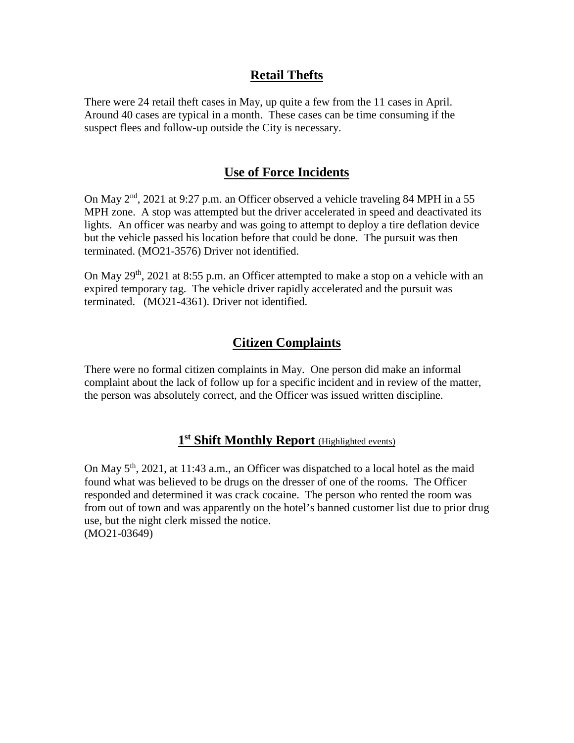## Retail Thefts

There were 24 retail theft cases in May, up quite a few from the 11 cases in April. Around 40 cases are typical in a month. These cases can be time consuming if the suspect flees and follow-up outside the City is necessary.

## Use of Force Incidents

On May 2nd, 2021 at 9:27 p.m. an Officer observed a vehicle traveling 84 MPH in a 55 MPH zone. A stop was attempted but the driver accelerated in speed and deactivated its lights. An officer was nearby and was going to attempt to deploy a tire deflation device but the vehicle passed his location before that could be done. The pursuit was then terminated. (MO21-3576) Driver not identified.

On May 29th, 2021 at 8:55 p.m. an Officer attempted to make a stop on a vehicle with an expired temporary tag. The vehicle driver rapidly accelerated and the pursuit was terminated. (MO21-4361). Driver not identified.

## Citizen Complaints

There were no formal citizen complaints in May. One person did make an informal complaint about the lack of follow up for a specific incident and in review of the matter, the person was absolutely correct, and the Officer was issued written discipline.

## 1st Shift Monthly Report (Highlighted events)

On May 5th, 2021, at 11:43 a.m., an Officer was dispatched to a local hotel as the maid found what was believed to be drugs on the dresser of one of the rooms. The Officer responded and determined it was crack cocaine. The person who rented the room was from out of town and was apparently on the hotel's banned customer list due to prior drug use, but the night clerk missed the notice.
(MO21-03649)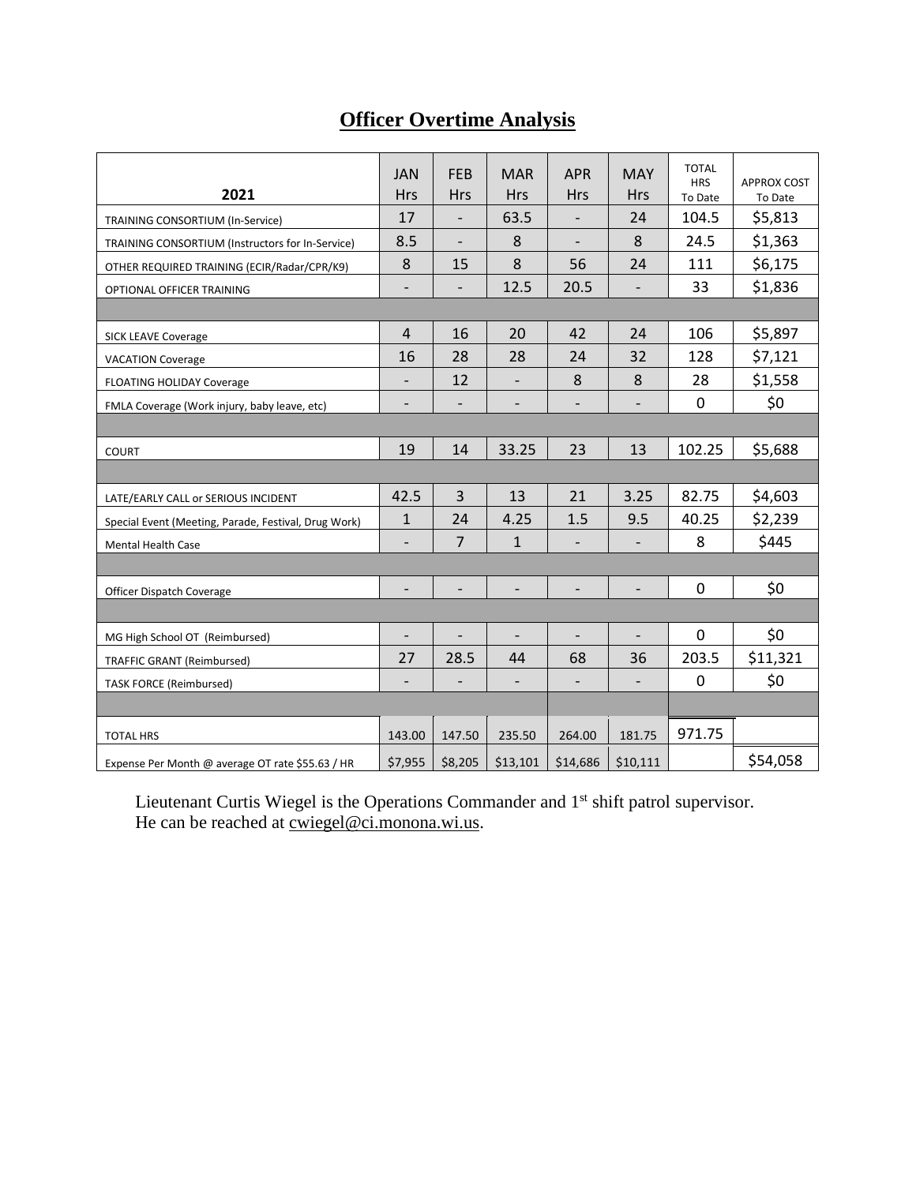# Officer Overtime Analysis

| 2021 | JAN Hrs | FEB Hrs | MAR Hrs | APR Hrs | MAY Hrs | TOTAL HRS To Date | APPROX COST To Date |
|---|---|---|---|---|---|---|---|
| TRAINING CONSORTIUM (In-Service) | 17 | - | 63.5 | - | 24 | 104.5 | $5,813 |
| TRAINING CONSORTIUM (Instructors for In-Service) | 8.5 | - | 8 | - | 8 | 24.5 | $1,363 |
| OTHER REQUIRED TRAINING (ECIR/Radar/CPR/K9) | 8 | 15 | 8 | 56 | 24 | 111 | $6,175 |
| OPTIONAL OFFICER TRAINING | - | - | 12.5 | 20.5 | - | 33 | $1,836 |
| | | | | | | | |
| SICK LEAVE Coverage | 4 | 16 | 20 | 42 | 24 | 106 | $5,897 |
| VACATION Coverage | 16 | 28 | 28 | 24 | 32 | 128 | $7,121 |
| FLOATING HOLIDAY Coverage | - | 12 | - | 8 | 8 | 28 | $1,558 |
| FMLA Coverage (Work injury, baby leave, etc) | - | - | - | - | - | 0 | $0 |
| | | | | | | | |
| COURT | 19 | 14 | 33.25 | 23 | 13 | 102.25 | $5,688 |
| | | | | | | | |
| LATE/EARLY CALL or SERIOUS INCIDENT | 42.5 | 3 | 13 | 21 | 3.25 | 82.75 | $4,603 |
| Special Event (Meeting, Parade, Festival, Drug Work) | 1 | 24 | 4.25 | 1.5 | 9.5 | 40.25 | $2,239 |
| Mental Health Case | - | 7 | 1 | - | - | 8 | $445 |
| | | | | | | | |
| Officer Dispatch Coverage | - | - | - | - | - | 0 | $0 |
| | | | | | | | |
| MG High School OT (Reimbursed) | - | - | - | - | - | 0 | $0 |
| TRAFFIC GRANT (Reimbursed) | 27 | 28.5 | 44 | 68 | 36 | 203.5 | $11,321 |
| TASK FORCE (Reimbursed) | - | - | - | - | - | 0 | $0 |
| | | | | | | | |
| TOTAL HRS | 143.00 | 147.50 | 235.50 | 264.00 | 181.75 | 971.75 | |
| Expense Per Month @ average OT rate $55.63 / HR | $7,955 | $8,205 | $13,101 | $14,686 | $10,111 | | $54,058 |

Lieutenant Curtis Wiegel is the Operations Commander and 1st shift patrol supervisor. He can be reached at cwiegel@ci.monona.wi.us.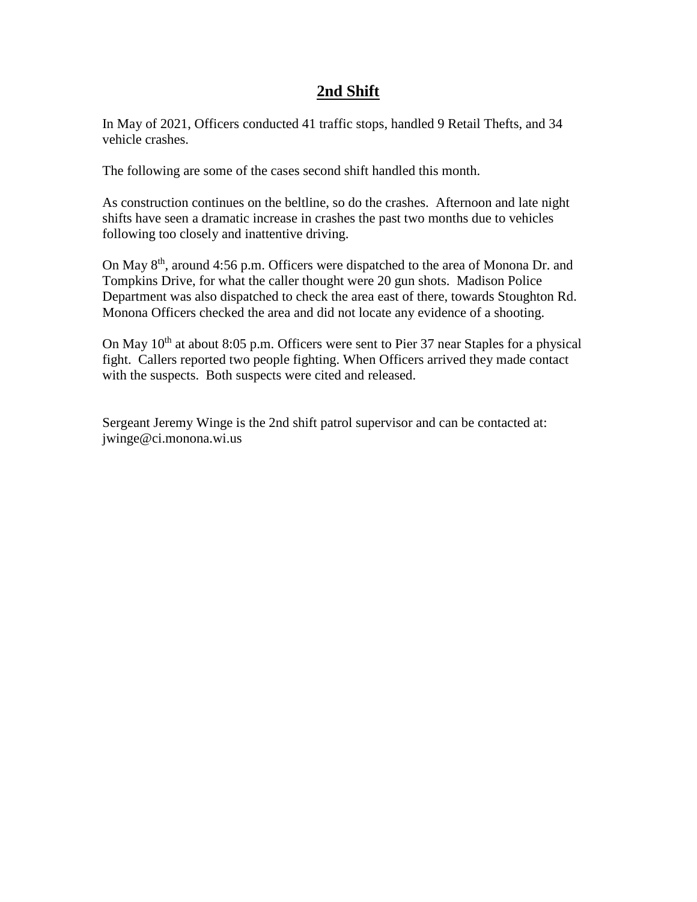## **2nd Shift**

In May of 2021, Officers conducted 41 traffic stops, handled 9 Retail Thefts, and 34 vehicle crashes.

The following are some of the cases second shift handled this month.

As construction continues on the beltline, so do the crashes. Afternoon and late night shifts have seen a dramatic increase in crashes the past two months due to vehicles following too closely and inattentive driving.

On May 8th, around 4:56 p.m. Officers were dispatched to the area of Monona Dr. and Tompkins Drive, for what the caller thought were 20 gun shots. Madison Police Department was also dispatched to check the area east of there, towards Stoughton Rd. Monona Officers checked the area and did not locate any evidence of a shooting.

On May 10th at about 8:05 p.m. Officers were sent to Pier 37 near Staples for a physical fight. Callers reported two people fighting. When Officers arrived they made contact with the suspects. Both suspects were cited and released.

Sergeant Jeremy Winge is the 2nd shift patrol supervisor and can be contacted at: jwinge@ci.monona.wi.us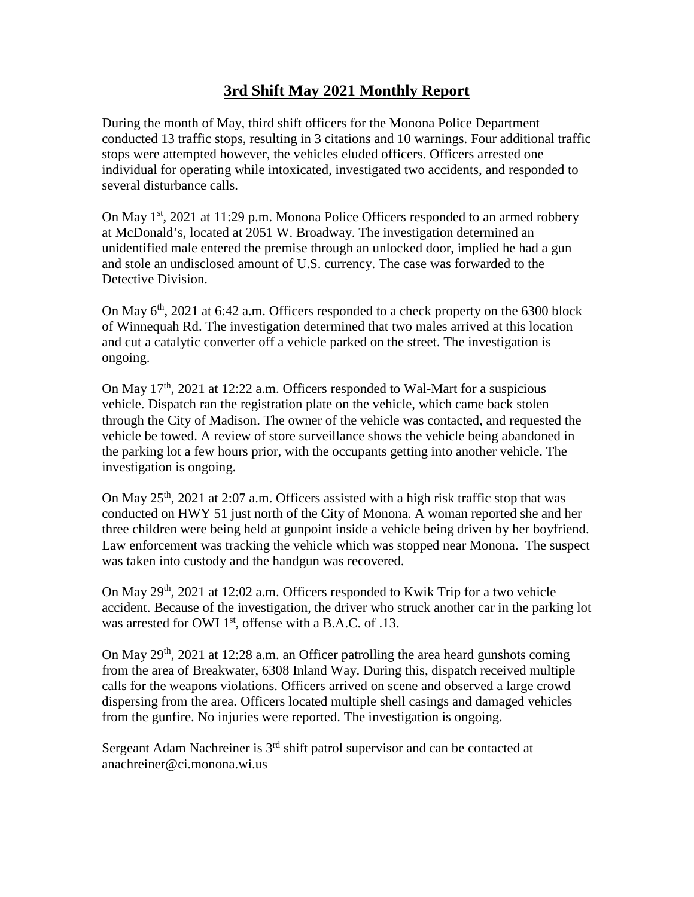# 3rd Shift May 2021 Monthly Report

During the month of May, third shift officers for the Monona Police Department conducted 13 traffic stops, resulting in 3 citations and 10 warnings. Four additional traffic stops were attempted however, the vehicles eluded officers. Officers arrested one individual for operating while intoxicated, investigated two accidents, and responded to several disturbance calls.

On May 1st, 2021 at 11:29 p.m. Monona Police Officers responded to an armed robbery at McDonald's, located at 2051 W. Broadway. The investigation determined an unidentified male entered the premise through an unlocked door, implied he had a gun and stole an undisclosed amount of U.S. currency. The case was forwarded to the Detective Division.

On May 6th, 2021 at 6:42 a.m. Officers responded to a check property on the 6300 block of Winnequah Rd. The investigation determined that two males arrived at this location and cut a catalytic converter off a vehicle parked on the street. The investigation is ongoing.

On May 17th, 2021 at 12:22 a.m. Officers responded to Wal-Mart for a suspicious vehicle. Dispatch ran the registration plate on the vehicle, which came back stolen through the City of Madison. The owner of the vehicle was contacted, and requested the vehicle be towed. A review of store surveillance shows the vehicle being abandoned in the parking lot a few hours prior, with the occupants getting into another vehicle. The investigation is ongoing.

On May 25th, 2021 at 2:07 a.m. Officers assisted with a high risk traffic stop that was conducted on HWY 51 just north of the City of Monona. A woman reported she and her three children were being held at gunpoint inside a vehicle being driven by her boyfriend. Law enforcement was tracking the vehicle which was stopped near Monona. The suspect was taken into custody and the handgun was recovered.

On May 29th, 2021 at 12:02 a.m. Officers responded to Kwik Trip for a two vehicle accident. Because of the investigation, the driver who struck another car in the parking lot was arrested for OWI 1st, offense with a B.A.C. of .13.

On May 29th, 2021 at 12:28 a.m. an Officer patrolling the area heard gunshots coming from the area of Breakwater, 6308 Inland Way. During this, dispatch received multiple calls for the weapons violations. Officers arrived on scene and observed a large crowd dispersing from the area. Officers located multiple shell casings and damaged vehicles from the gunfire. No injuries were reported. The investigation is ongoing.

Sergeant Adam Nachreiner is 3rd shift patrol supervisor and can be contacted at anachreiner@ci.monona.wi.us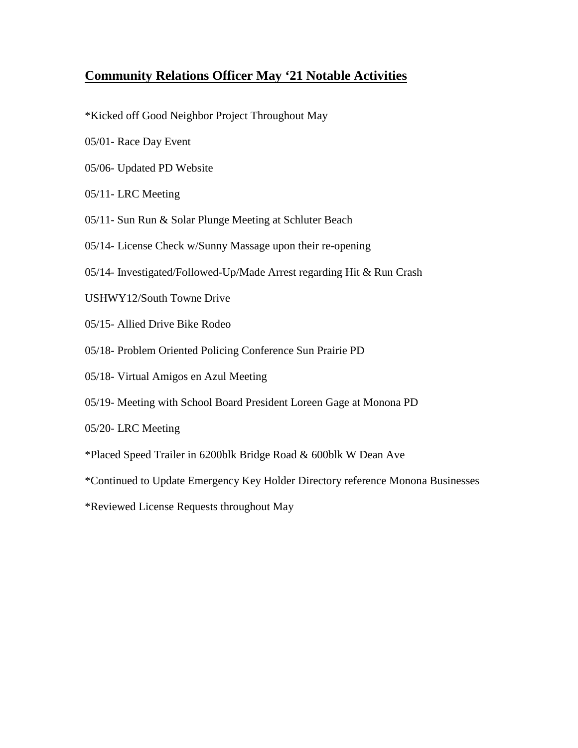## Community Relations Officer May '21 Notable Activities

*Kicked off Good Neighbor Project Throughout May

05/01- Race Day Event

05/06- Updated PD Website

05/11- LRC Meeting

05/11- Sun Run & Solar Plunge Meeting at Schluter Beach

05/14- License Check w/Sunny Massage upon their re-opening

05/14- Investigated/Followed-Up/Made Arrest regarding Hit & Run Crash

USHWY12/South Towne Drive

05/15- Allied Drive Bike Rodeo

05/18- Problem Oriented Policing Conference Sun Prairie PD

05/18- Virtual Amigos en Azul Meeting

05/19- Meeting with School Board President Loreen Gage at Monona PD

05/20- LRC Meeting

*Placed Speed Trailer in 6200blk Bridge Road & 600blk W Dean Ave

*Continued to Update Emergency Key Holder Directory reference Monona Businesses

*Reviewed License Requests throughout May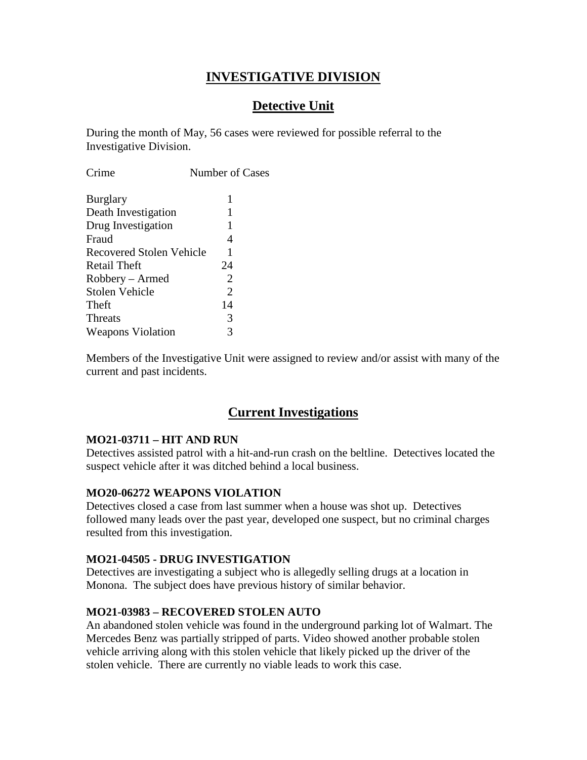# INVESTIGATIVE DIVISION

## Detective Unit

During the month of May, 56 cases were reviewed for possible referral to the Investigative Division.

| Crime | Number of Cases |
|---|---|
| Burglary | 1 |
| Death Investigation | 1 |
| Drug Investigation | 1 |
| Fraud | 4 |
| Recovered Stolen Vehicle | 1 |
| Retail Theft | 24 |
| Robbery – Armed | 2 |
| Stolen Vehicle | 2 |
| Theft | 14 |
| Threats | 3 |
| Weapons Violation | 3 |

Members of the Investigative Unit were assigned to review and/or assist with many of the current and past incidents.

## Current Investigations

**MO21-03711 – HIT AND RUN**
Detectives assisted patrol with a hit-and-run crash on the beltline. Detectives located the suspect vehicle after it was ditched behind a local business.

**MO20-06272 WEAPONS VIOLATION**
Detectives closed a case from last summer when a house was shot up. Detectives followed many leads over the past year, developed one suspect, but no criminal charges resulted from this investigation.

**MO21-04505 - DRUG INVESTIGATION**
Detectives are investigating a subject who is allegedly selling drugs at a location in Monona. The subject does have previous history of similar behavior.

**MO21-03983 – RECOVERED STOLEN AUTO**
An abandoned stolen vehicle was found in the underground parking lot of Walmart. The Mercedes Benz was partially stripped of parts. Video showed another probable stolen vehicle arriving along with this stolen vehicle that likely picked up the driver of the stolen vehicle. There are currently no viable leads to work this case.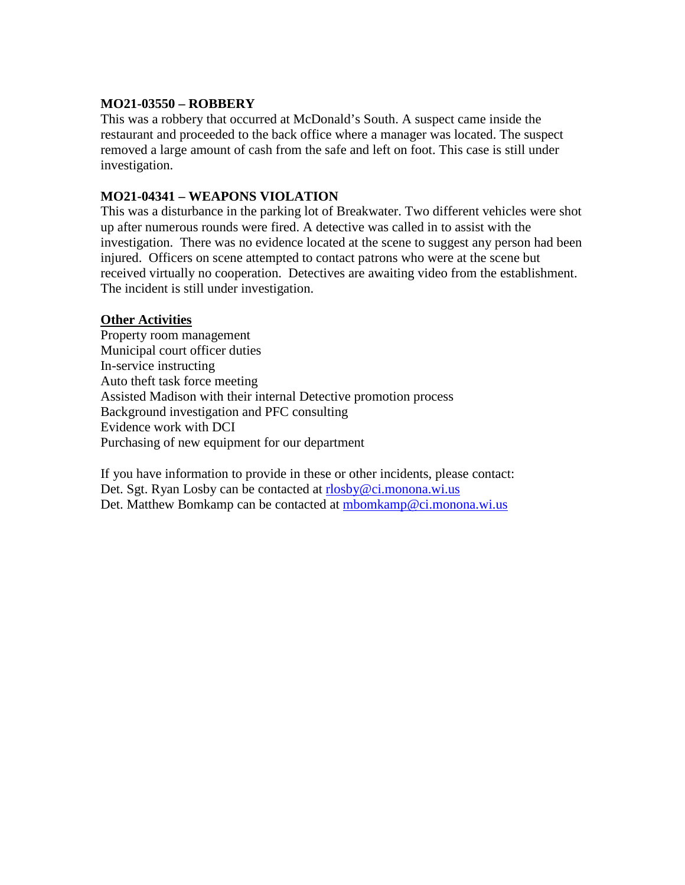**MO21-03550 – ROBBERY**

This was a robbery that occurred at McDonald's South. A suspect came inside the restaurant and proceeded to the back office where a manager was located. The suspect removed a large amount of cash from the safe and left on foot. This case is still under investigation.

**MO21-04341 – WEAPONS VIOLATION**

This was a disturbance in the parking lot of Breakwater. Two different vehicles were shot up after numerous rounds were fired. A detective was called in to assist with the investigation. There was no evidence located at the scene to suggest any person had been injured. Officers on scene attempted to contact patrons who were at the scene but received virtually no cooperation. Detectives are awaiting video from the establishment. The incident is still under investigation.

**Other Activities**

Property room management
Municipal court officer duties
In-service instructing
Auto theft task force meeting
Assisted Madison with their internal Detective promotion process
Background investigation and PFC consulting
Evidence work with DCI
Purchasing of new equipment for our department

If you have information to provide in these or other incidents, please contact:
Det. Sgt. Ryan Losby can be contacted at rlosby@ci.monona.wi.us
Det. Matthew Bomkamp can be contacted at mbomkamp@ci.monona.wi.us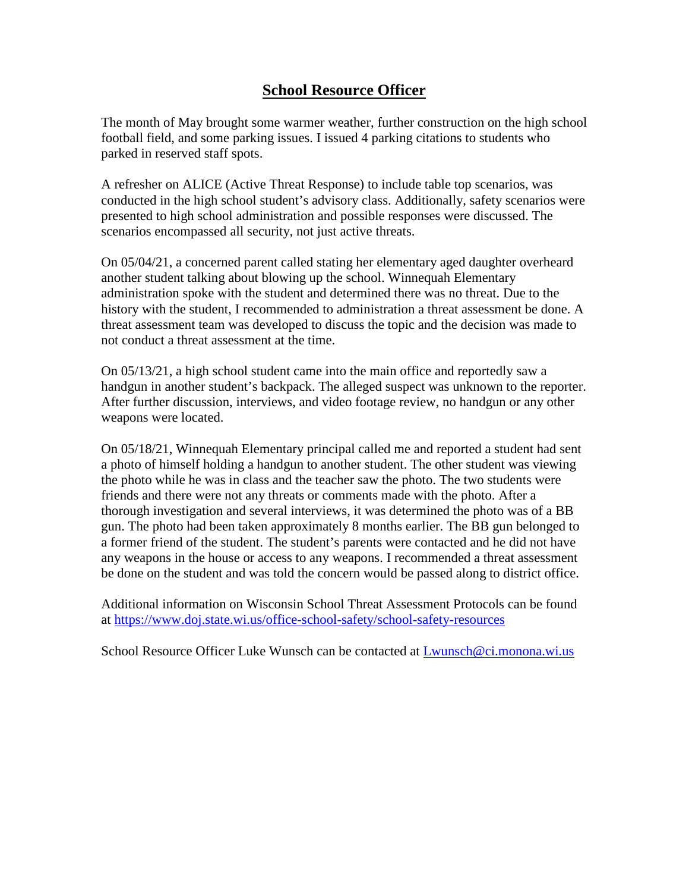## **School Resource Officer**

The month of May brought some warmer weather, further construction on the high school football field, and some parking issues. I issued 4 parking citations to students who parked in reserved staff spots.

A refresher on ALICE (Active Threat Response) to include table top scenarios, was conducted in the high school student's advisory class. Additionally, safety scenarios were presented to high school administration and possible responses were discussed. The scenarios encompassed all security, not just active threats.

On 05/04/21, a concerned parent called stating her elementary aged daughter overheard another student talking about blowing up the school. Winnequah Elementary administration spoke with the student and determined there was no threat. Due to the history with the student, I recommended to administration a threat assessment be done. A threat assessment team was developed to discuss the topic and the decision was made to not conduct a threat assessment at the time.

On 05/13/21, a high school student came into the main office and reportedly saw a handgun in another student's backpack. The alleged suspect was unknown to the reporter. After further discussion, interviews, and video footage review, no handgun or any other weapons were located.

On 05/18/21, Winnequah Elementary principal called me and reported a student had sent a photo of himself holding a handgun to another student. The other student was viewing the photo while he was in class and the teacher saw the photo. The two students were friends and there were not any threats or comments made with the photo. After a thorough investigation and several interviews, it was determined the photo was of a BB gun. The photo had been taken approximately 8 months earlier. The BB gun belonged to a former friend of the student. The student's parents were contacted and he did not have any weapons in the house or access to any weapons. I recommended a threat assessment be done on the student and was told the concern would be passed along to district office.

Additional information on Wisconsin School Threat Assessment Protocols can be found at https://www.doj.state.wi.us/office-school-safety/school-safety-resources

School Resource Officer Luke Wunsch can be contacted at Lwunsch@ci.monona.wi.us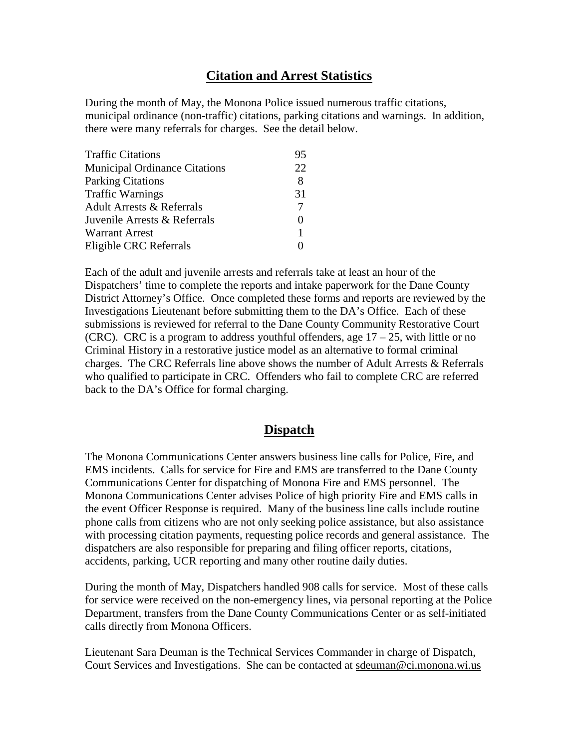## Citation and Arrest Statistics

During the month of May, the Monona Police issued numerous traffic citations, municipal ordinance (non-traffic) citations, parking citations and warnings. In addition, there were many referrals for charges. See the detail below.

| | |
|---|---|
| Traffic Citations | 95 |
| Municipal Ordinance Citations | 22 |
| Parking Citations | 8 |
| Traffic Warnings | 31 |
| Adult Arrests & Referrals | 7 |
| Juvenile Arrests & Referrals | 0 |
| Warrant Arrest | 1 |
| Eligible CRC Referrals | 0 |

Each of the adult and juvenile arrests and referrals take at least an hour of the Dispatchers' time to complete the reports and intake paperwork for the Dane County District Attorney's Office. Once completed these forms and reports are reviewed by the Investigations Lieutenant before submitting them to the DA's Office. Each of these submissions is reviewed for referral to the Dane County Community Restorative Court (CRC). CRC is a program to address youthful offenders, age 17 – 25, with little or no Criminal History in a restorative justice model as an alternative to formal criminal charges. The CRC Referrals line above shows the number of Adult Arrests & Referrals who qualified to participate in CRC. Offenders who fail to complete CRC are referred back to the DA's Office for formal charging.

## Dispatch

The Monona Communications Center answers business line calls for Police, Fire, and EMS incidents. Calls for service for Fire and EMS are transferred to the Dane County Communications Center for dispatching of Monona Fire and EMS personnel. The Monona Communications Center advises Police of high priority Fire and EMS calls in the event Officer Response is required. Many of the business line calls include routine phone calls from citizens who are not only seeking police assistance, but also assistance with processing citation payments, requesting police records and general assistance. The dispatchers are also responsible for preparing and filing officer reports, citations, accidents, parking, UCR reporting and many other routine daily duties.

During the month of May, Dispatchers handled 908 calls for service. Most of these calls for service were received on the non-emergency lines, via personal reporting at the Police Department, transfers from the Dane County Communications Center or as self-initiated calls directly from Monona Officers.

Lieutenant Sara Deuman is the Technical Services Commander in charge of Dispatch, Court Services and Investigations. She can be contacted at sdeuman@ci.monona.wi.us